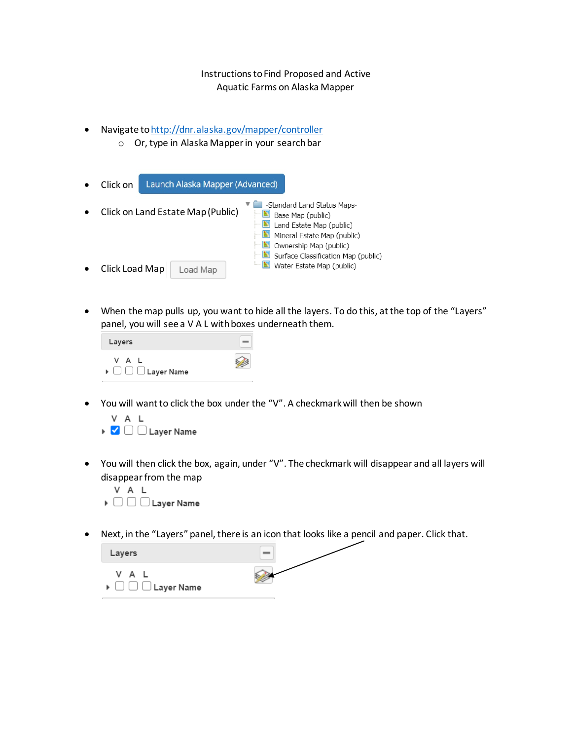Instructions to Find Proposed and Active
Aquatic Farms on Alaska Mapper

- Navigate to http://dnr.alaska.gov/mapper/controller
  - Or, type in Alaska Mapper in your search bar
- Click on Launch Alaska Mapper (Advanced)
- Click on Land Estate Map (Public)
  - -Standard Land Status Maps-
    - Base Map (public)
    - Land Estate Map (public)
    - Mineral Estate Map (public)
    - Ownership Map (public)
    - Surface Classification Map (public)
    - Water Estate Map (public)
- Click Load Map
- When the map pulls up, you want to hide all the layers. To do this, at the top of the "Layers" panel, you will see a V A L with boxes underneath them.

  Layers
  V A L
  Layer Name

- You will want to click the box under the "V". A checkmark will then be shown

  V A L
  Layer Name

- You will then click the box, again, under "V". The checkmark will disappear and all layers will disappear from the map

  V A L
  Layer Name

- Next, in the "Layers" panel, there is an icon that looks like a pencil and paper. Click that.

  Layers
  V A L
  Layer Name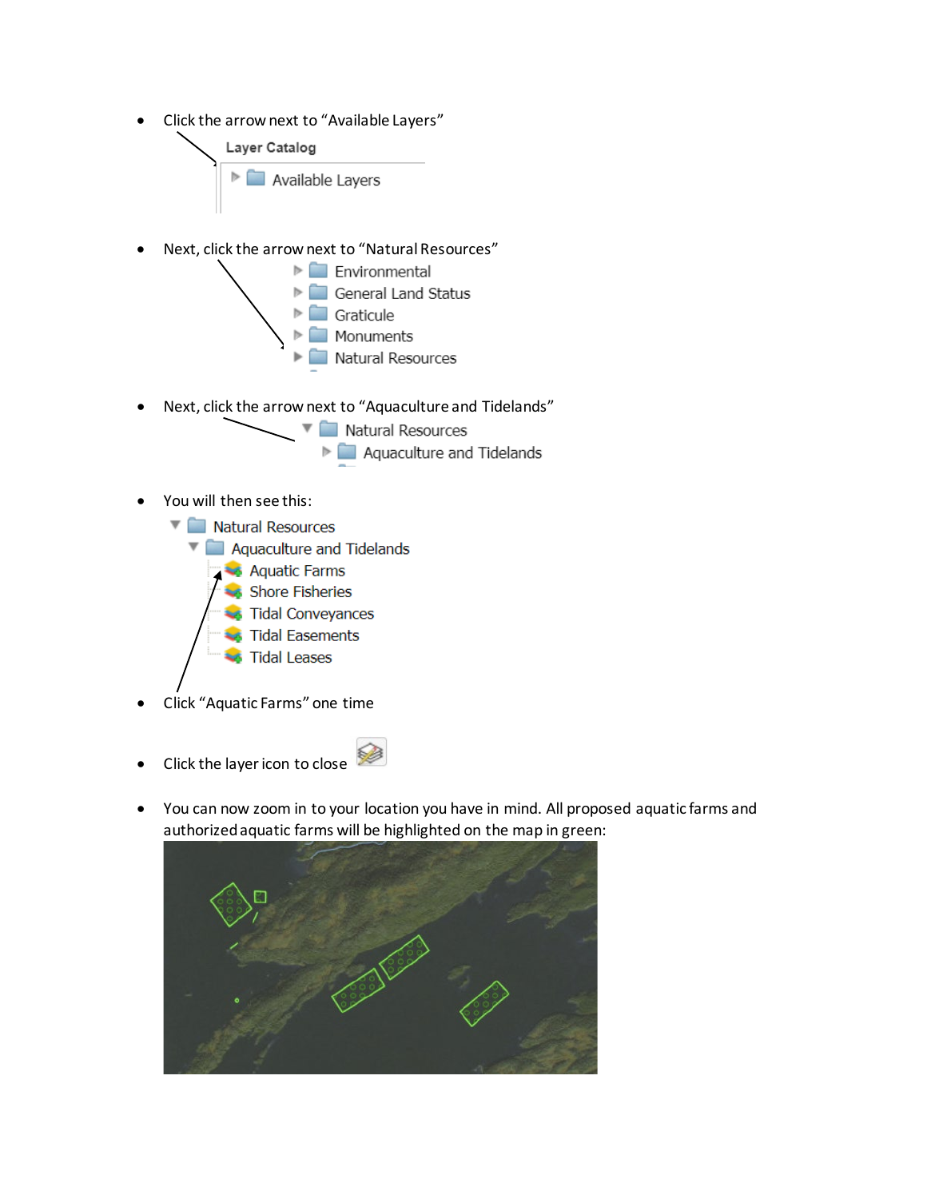- Click the arrow next to "Available Layers"

Layer Catalog

Available Layers

- Next, click the arrow next to "Natural Resources"

Environmental
General Land Status
Graticule
Monuments
Natural Resources

- Next, click the arrow next to "Aquaculture and Tidelands"

Natural Resources
Aquaculture and Tidelands

- You will then see this:

Natural Resources
Aquaculture and Tidelands
Aquatic Farms
Shore Fisheries
Tidal Conveyances
Tidal Easements
Tidal Leases

- Click "Aquatic Farms" one time
- Click the layer icon to close
- You can now zoom in to your location you have in mind. All proposed aquatic farms and authorized aquatic farms will be highlighted on the map in green: